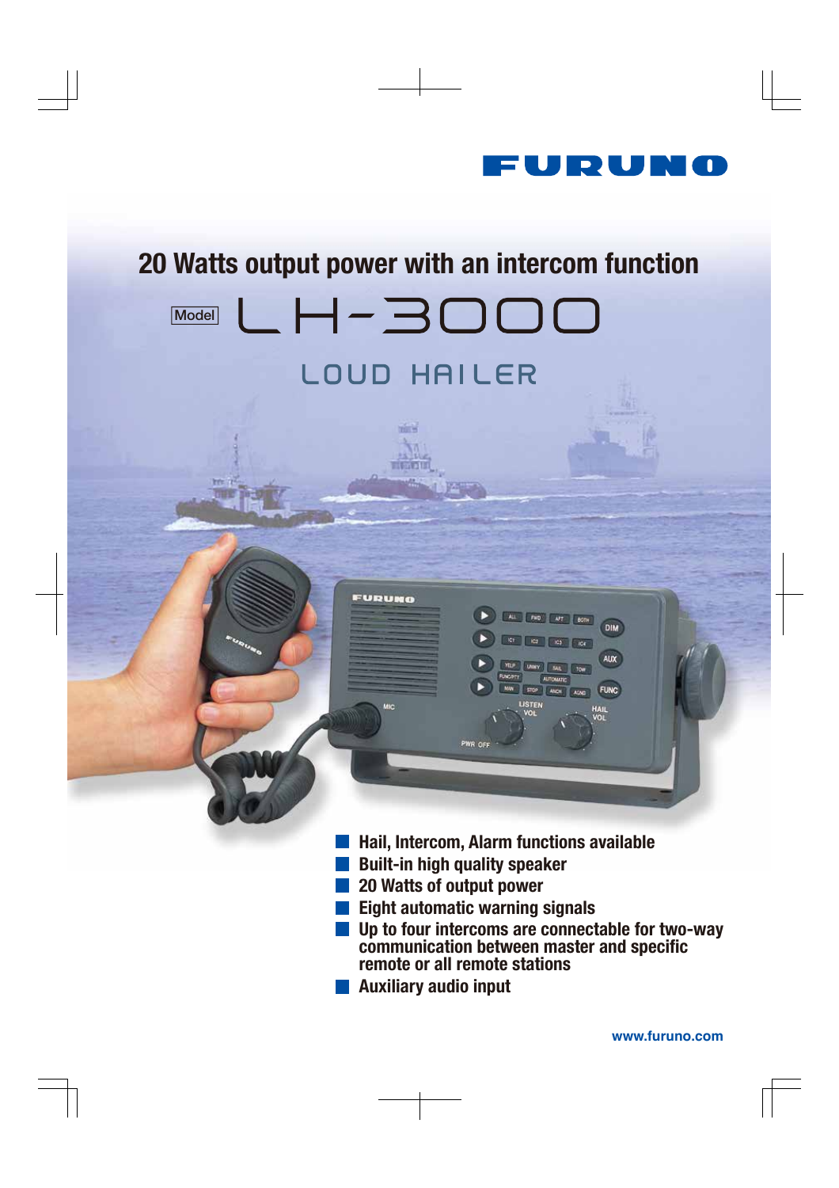FURUNO

# 20 Watts output power with an intercom function

Model **LH-3000**

## LOUD HAILER

- Hail, Intercom, Alarm functions available
- Built-in high quality speaker
- 20 Watts of output power
- Eight automatic warning signals
- Up to four intercoms are connectable for two-way communication between master and specific remote or all remote stations
- Auxiliary audio input

www.furuno.com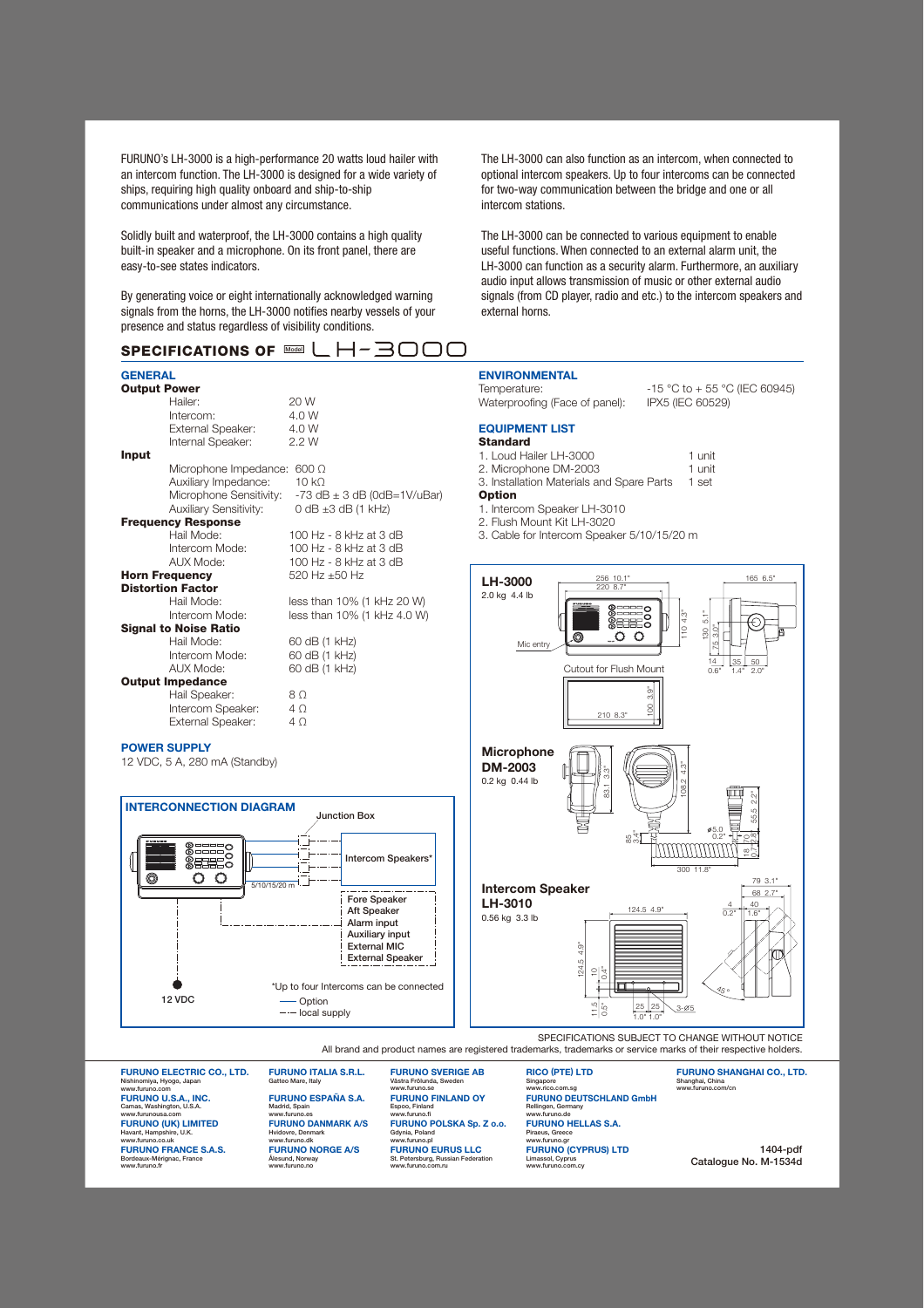FURUNO's LH-3000 is a high-performance 20 watts loud hailer with an intercom function. The LH-3000 is designed for a wide variety of ships, requiring high quality onboard and ship-to-ship communications under almost any circumstance.

Solidly built and waterproof, the LH-3000 contains a high quality built-in speaker and a microphone. On its front panel, there are easy-to-see states indicators.

By generating voice or eight internationally acknowledged warning signals from the horns, the LH-3000 notifies nearby vessels of your presence and status regardless of visibility conditions.

The LH-3000 can also function as an intercom, when connected to optional intercom speakers. Up to four intercoms can be connected for two-way communication between the bridge and one or all intercom stations.

The LH-3000 can be connected to various equipment to enable useful functions. When connected to an external alarm unit, the LH-3000 can function as a security alarm. Furthermore, an auxiliary audio input allows transmission of music or other external audio signals (from CD player, radio and etc.) to the intercom speakers and external horns.

## SPECIFICATIONS OF Model LH-3000

### GENERAL

**Output Power**

| | |
|---|---|
| Hailer: | 20 W |
| Intercom: | 4.0 W |
| External Speaker: | 4.0 W |
| Internal Speaker: | 2.2 W |

**Input**

| | |
|---|---|
| Microphone Impedance: | 600 Ω |
| Auxiliary Impedance: | 10 kΩ |
| Microphone Sensitivity: | -73 dB ± 3 dB (0dB=1V/uBar) |
| Auxiliary Sensitivity: | 0 dB ±3 dB (1 kHz) |

**Frequency Response**

| | |
|---|---|
| Hail Mode: | 100 Hz - 8 kHz at 3 dB |
| Intercom Mode: | 100 Hz - 8 kHz at 3 dB |
| AUX Mode: | 100 Hz - 8 kHz at 3 dB |

**Horn Frequency** 520 Hz ±50 Hz

**Distortion Factor**

| | |
|---|---|
| Hail Mode: | less than 10% (1 kHz 20 W) |
| Intercom Mode: | less than 10% (1 kHz 4.0 W) |

**Signal to Noise Ratio**

| | |
|---|---|
| Hail Mode: | 60 dB (1 kHz) |
| Intercom Mode: | 60 dB (1 kHz) |
| AUX Mode: | 60 dB (1 kHz) |

**Output Impedance**

| | |
|---|---|
| Hail Speaker: | 8 Ω |
| Intercom Speaker: | 4 Ω |
| External Speaker: | 4 Ω |

### POWER SUPPLY

12 VDC, 5 A, 280 mA (Standby)

### INTERCONNECTION DIAGRAM

Junction Box
Intercom Speakers*
5/10/15/20 m
Fore Speaker
Aft Speaker
Alarm input
Auxiliary input
External MIC
External Speaker
12 VDC
*Up to four Intercoms can be connected
—— Option
-·-· local supply

### ENVIRONMENTAL

| | |
|---|---|
| Temperature: | -15 °C to + 55 °C (IEC 60945) |
| Waterproofing (Face of panel): | IPX5 (IEC 60529) |

### EQUIPMENT LIST

**Standard**

1. Loud Hailer LH-3000 — 1 unit
2. Microphone DM-2003 — 1 unit
3. Installation Materials and Spare Parts — 1 set

**Option**

1. Intercom Speaker LH-3010
2. Flush Mount Kit LH-3020
3. Cable for Intercom Speaker 5/10/15/20 m

**LH-3000**
2.0 kg 4.4 lb
256 10.1"
220 8.7"
165 6.5"
110 4.3"
130 5.1"
75 3.0"
Mic entry
14 0.6"
35 1.4"
50 2.0"
Cutout for Flush Mount
210 8.3"
100 3.9"

**Microphone DM-2003**
0.2 kg 0.44 lb
83.1 3.3"
108.2 4.3"
55.5 2.2"
85 3.4"
ø5.0 0.2"
18 0.7"
300 11.8"

**Intercom Speaker LH-3010**
0.56 kg 3.3 lb
124.5 4.9"
124.5 4.9"
10 0.4"
11.5 0.5"
25 1.0"
25 1.0"
3-ø5
79 3.1"
68 2.7"
4 0.2"
40 1.6"
45°

SPECIFICATIONS SUBJECT TO CHANGE WITHOUT NOTICE
All brand and product names are registered trademarks, trademarks or service marks of their respective holders.

**FURUNO ELECTRIC CO., LTD.** Nishinomiya, Hyogo, Japan www.furuno.com
**FURUNO U.S.A., INC.** Camas, Washington, U.S.A. www.furunousa.com
**FURUNO (UK) LIMITED** Havant, Hampshire, U.K. www.furuno.co.uk
**FURUNO FRANCE S.A.S.** Bordeaux-Mérignac, France www.furuno.fr
**FURUNO ITALIA S.R.L.** Gatteo Mare, Italy
**FURUNO ESPAÑA S.A.** Madrid, Spain www.furuno.es
**FURUNO DANMARK A/S** Hvidovre, Denmark www.furuno.dk
**FURUNO NORGE A/S** Ålesund, Norway www.furuno.no
**FURUNO SVERIGE AB** Västra Frölunda, Sweden www.furuno.se
**FURUNO FINLAND OY** Espoo, Finland www.furuno.fi
**FURUNO POLSKA Sp. Z o.o.** Gdynia, Poland www.furuno.pl
**FURUNO EURUS LLC** St. Petersburg, Russian Federation www.furuno.com.ru
**RICO (PTE) LTD** Singapore www.rico.com.sg
**FURUNO DEUTSCHLAND GmbH** Rellingen, Germany www.furuno.de
**FURUNO HELLAS S.A.** Piraeus, Greece www.furuno.gr
**FURUNO (CYPRUS) LTD** Limassol, Cyprus www.furuno.com.cy
**FURUNO SHANGHAI CO., LTD.** Shanghai, China www.furuno.com/cn

1404-pdf
Catalogue No. M-1534d